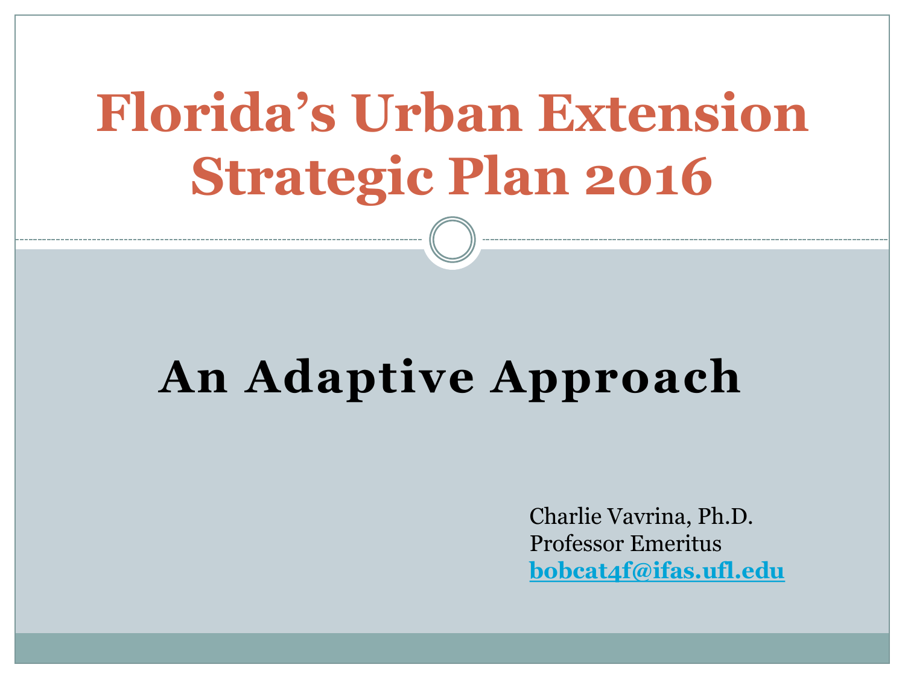# Florida's Urban Extension Strategic Plan 2016

## An Adaptive Approach

Charlie Vavrina, Ph.D.
Professor Emeritus
[bobcat4f@ifas.ufl.edu](mailto:bobcat4f@ifas.ufl.edu)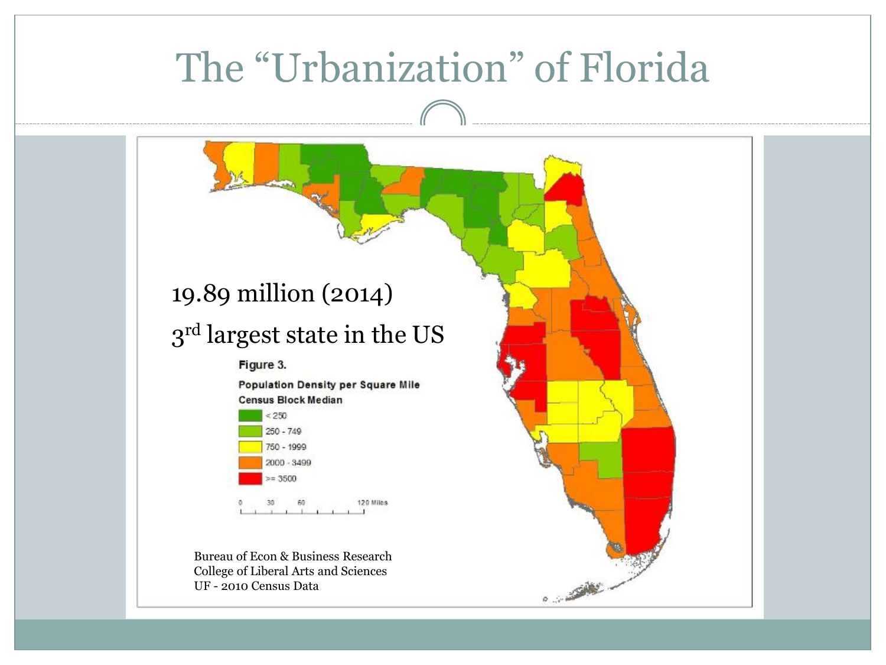# The "Urbanization" of Florida

19.89 million (2014)

3rd largest state in the US

**Figure 3.**

**Population Density per Square Mile**
**Census Block Median**

- < 250
- 250 - 749
- 750 - 1999
- 2000 - 3499
- >= 3500

0 30 60 120 Miles

Bureau of Econ & Business Research
College of Liberal Arts and Sciences
UF - 2010 Census Data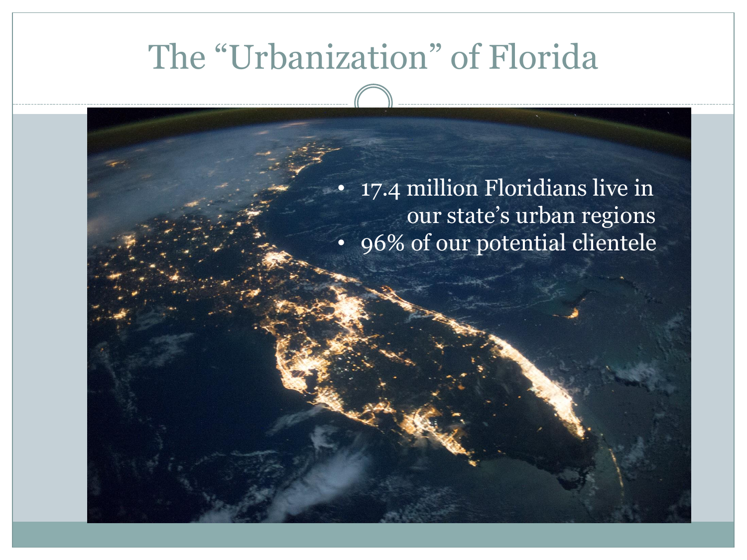# The "Urbanization" of Florida

- 17.4 million Floridians live in our state's urban regions
- 96% of our potential clientele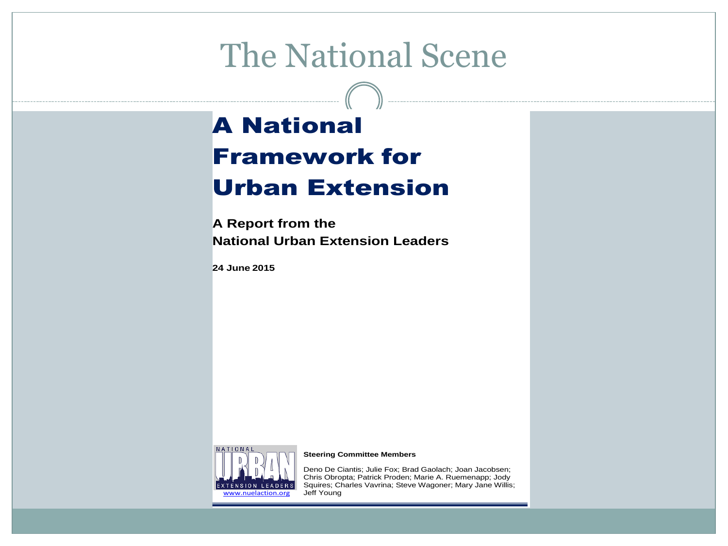# The National Scene

## A National Framework for Urban Extension

**A Report from the National Urban Extension Leaders**

**24 June 2015**

NATIONAL URBAN EXTENSION LEADERS

www.nuelaction.org

**Steering Committee Members**

Deno De Ciantis; Julie Fox; Brad Gaolach; Joan Jacobsen; Chris Obropta; Patrick Proden; Marie A. Ruemenapp; Jody Squires; Charles Vavrina; Steve Wagoner; Mary Jane Willis; Jeff Young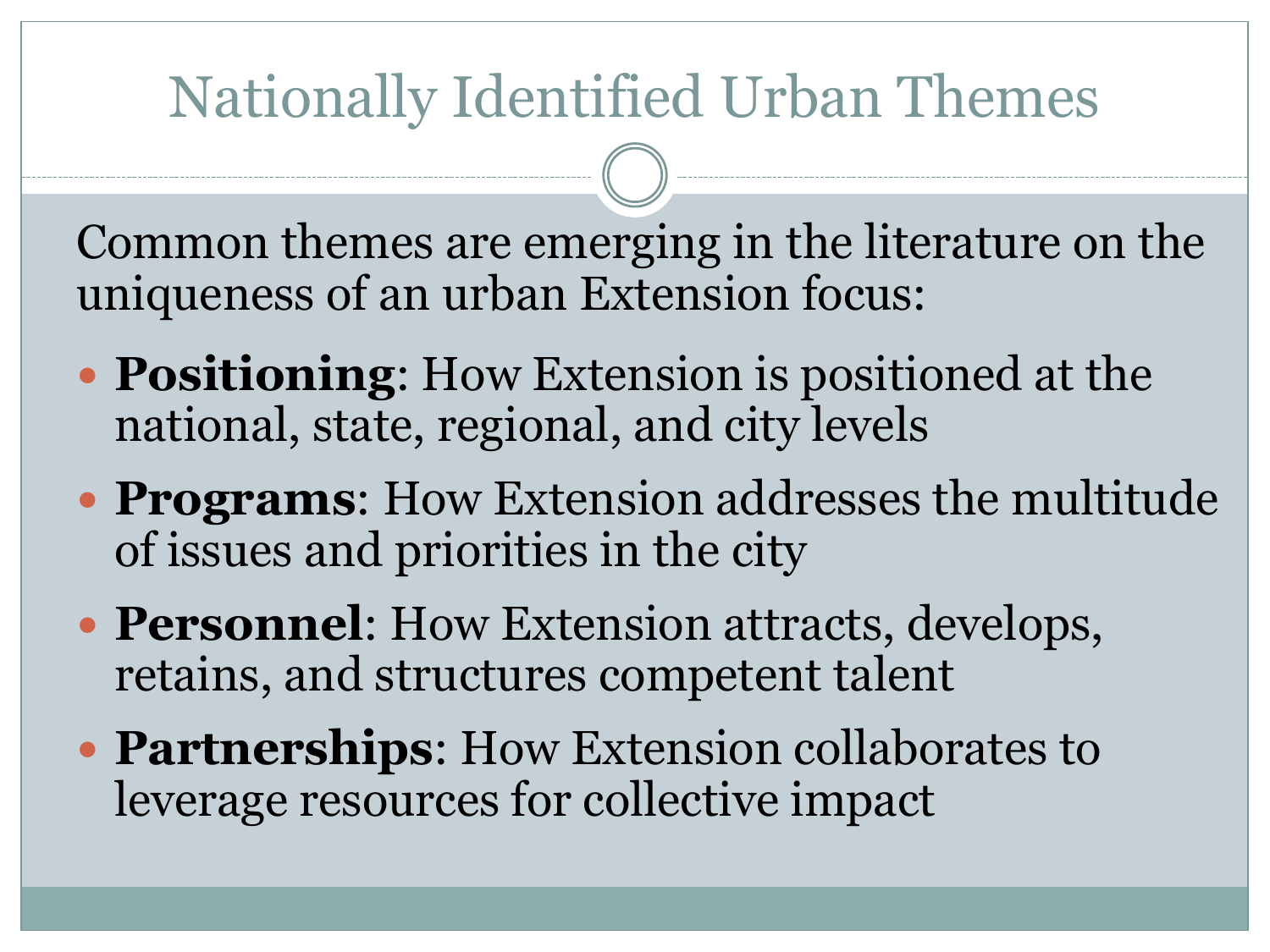# Nationally Identified Urban Themes

Common themes are emerging in the literature on the uniqueness of an urban Extension focus:

- **Positioning**: How Extension is positioned at the national, state, regional, and city levels
- **Programs**: How Extension addresses the multitude of issues and priorities in the city
- **Personnel**: How Extension attracts, develops, retains, and structures competent talent
- **Partnerships**: How Extension collaborates to leverage resources for collective impact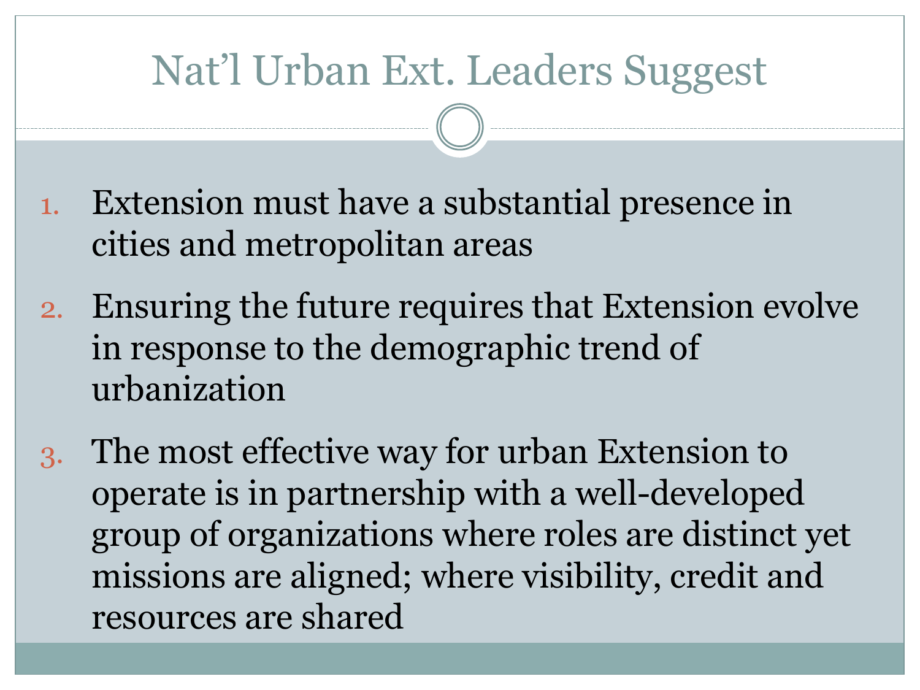# Nat'l Urban Ext. Leaders Suggest

1. Extension must have a substantial presence in cities and metropolitan areas
2. Ensuring the future requires that Extension evolve in response to the demographic trend of urbanization
3. The most effective way for urban Extension to operate is in partnership with a well-developed group of organizations where roles are distinct yet missions are aligned; where visibility, credit and resources are shared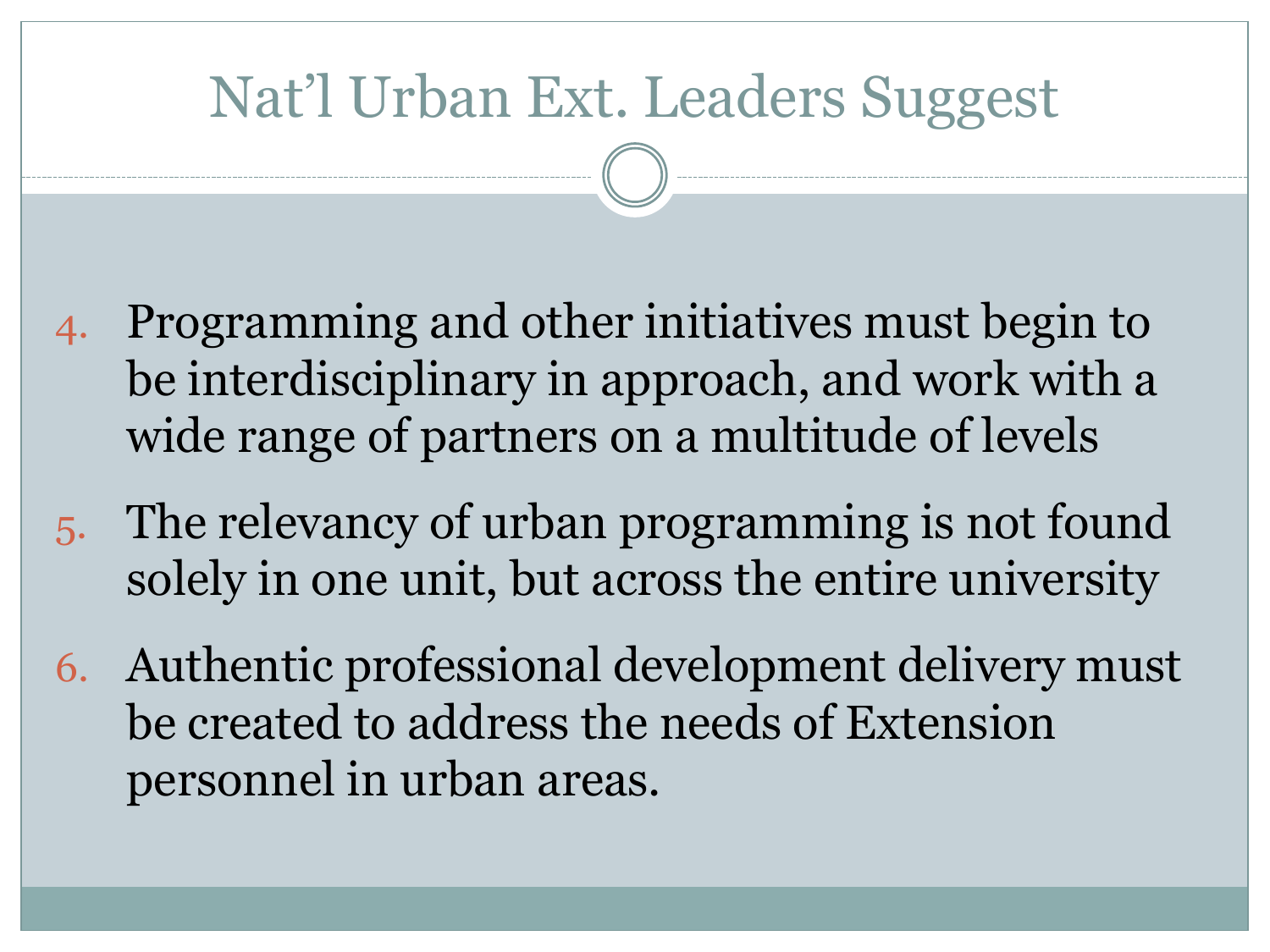# Nat'l Urban Ext. Leaders Suggest

4. Programming and other initiatives must begin to be interdisciplinary in approach, and work with a wide range of partners on a multitude of levels
5. The relevancy of urban programming is not found solely in one unit, but across the entire university
6. Authentic professional development delivery must be created to address the needs of Extension personnel in urban areas.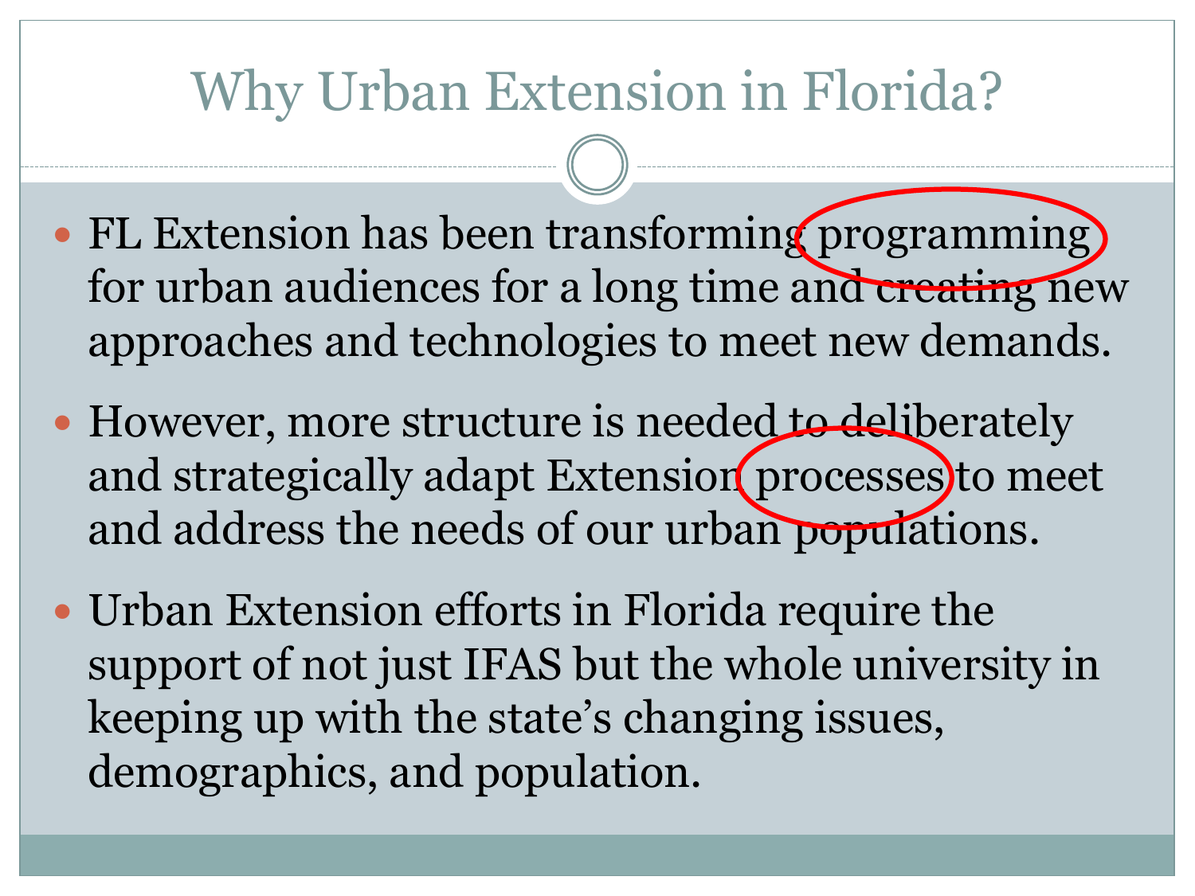# Why Urban Extension in Florida?

- FL Extension has been transforming programming for urban audiences for a long time and creating new approaches and technologies to meet new demands.
- However, more structure is needed to deliberately and strategically adapt Extension processes to meet and address the needs of our urban populations.
- Urban Extension efforts in Florida require the support of not just IFAS but the whole university in keeping up with the state's changing issues, demographics, and population.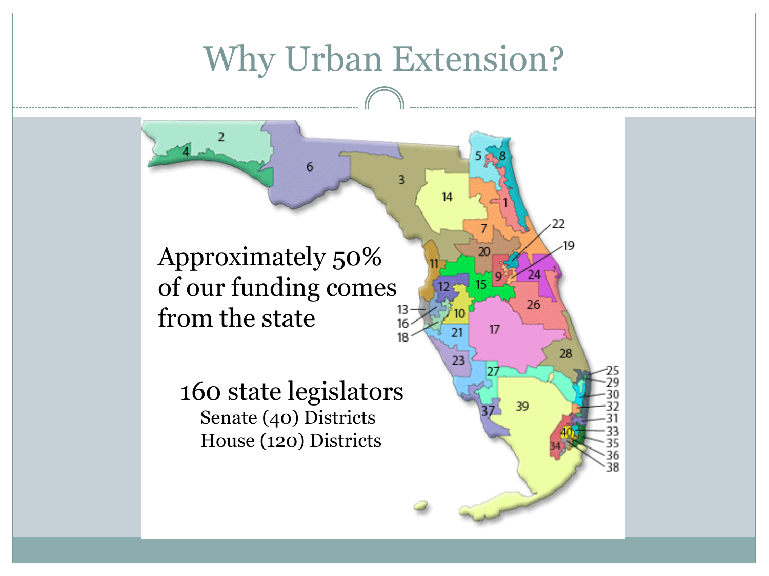# Why Urban Extension?

Approximately 50% of our funding comes from the state

160 state legislators

Senate (40) Districts

House (120) Districts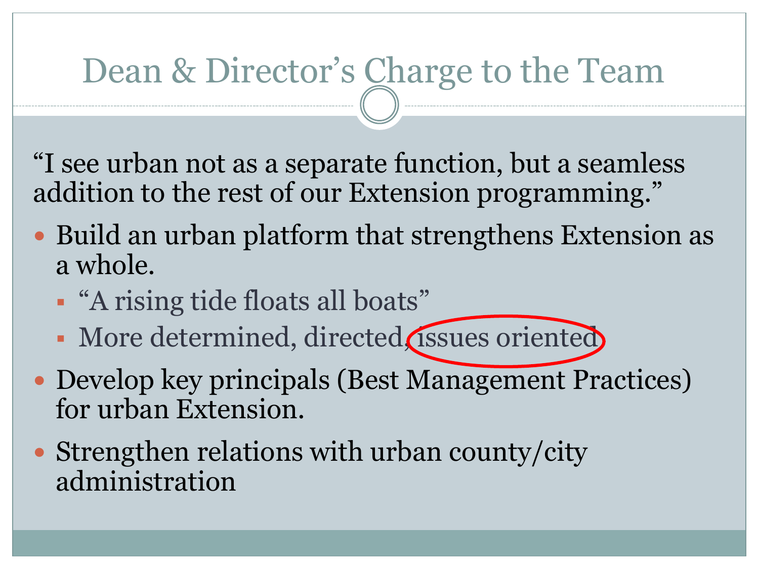# Dean & Director's Charge to the Team

"I see urban not as a separate function, but a seamless addition to the rest of our Extension programming."

- Build an urban platform that strengthens Extension as a whole.
  - "A rising tide floats all boats"
  - More determined, directed, issues oriented
- Develop key principals (Best Management Practices) for urban Extension.
- Strengthen relations with urban county/city administration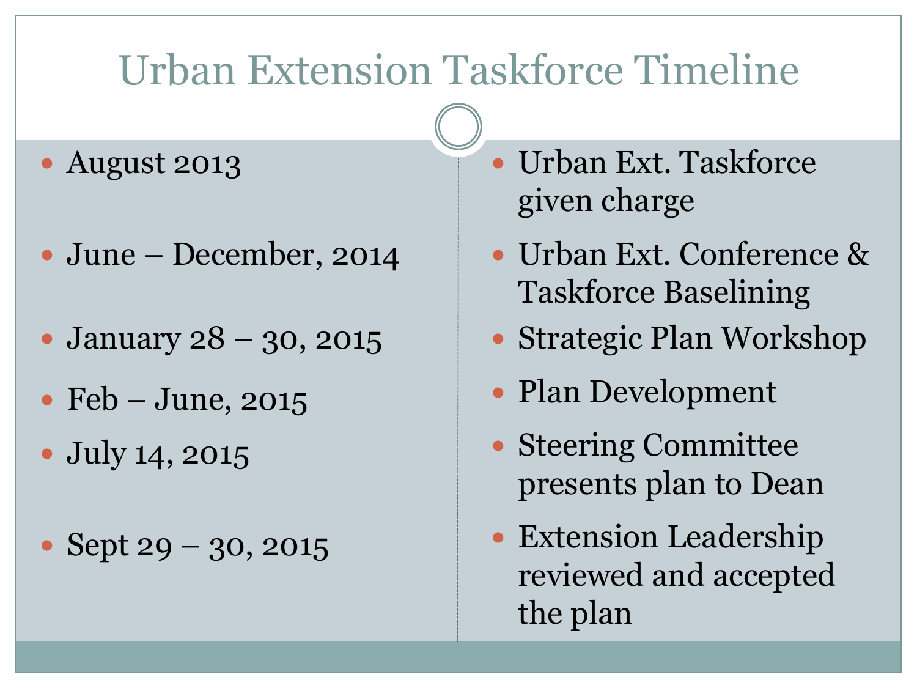# Urban Extension Taskforce Timeline

| Date | Event |
| --- | --- |
| August 2013 | Urban Ext. Taskforce given charge |
| June – December, 2014 | Urban Ext. Conference & Taskforce Baselining |
| January 28 – 30, 2015 | Strategic Plan Workshop |
| Feb – June, 2015 | Plan Development |
| July 14, 2015 | Steering Committee presents plan to Dean |
| Sept 29 – 30, 2015 | Extension Leadership reviewed and accepted the plan |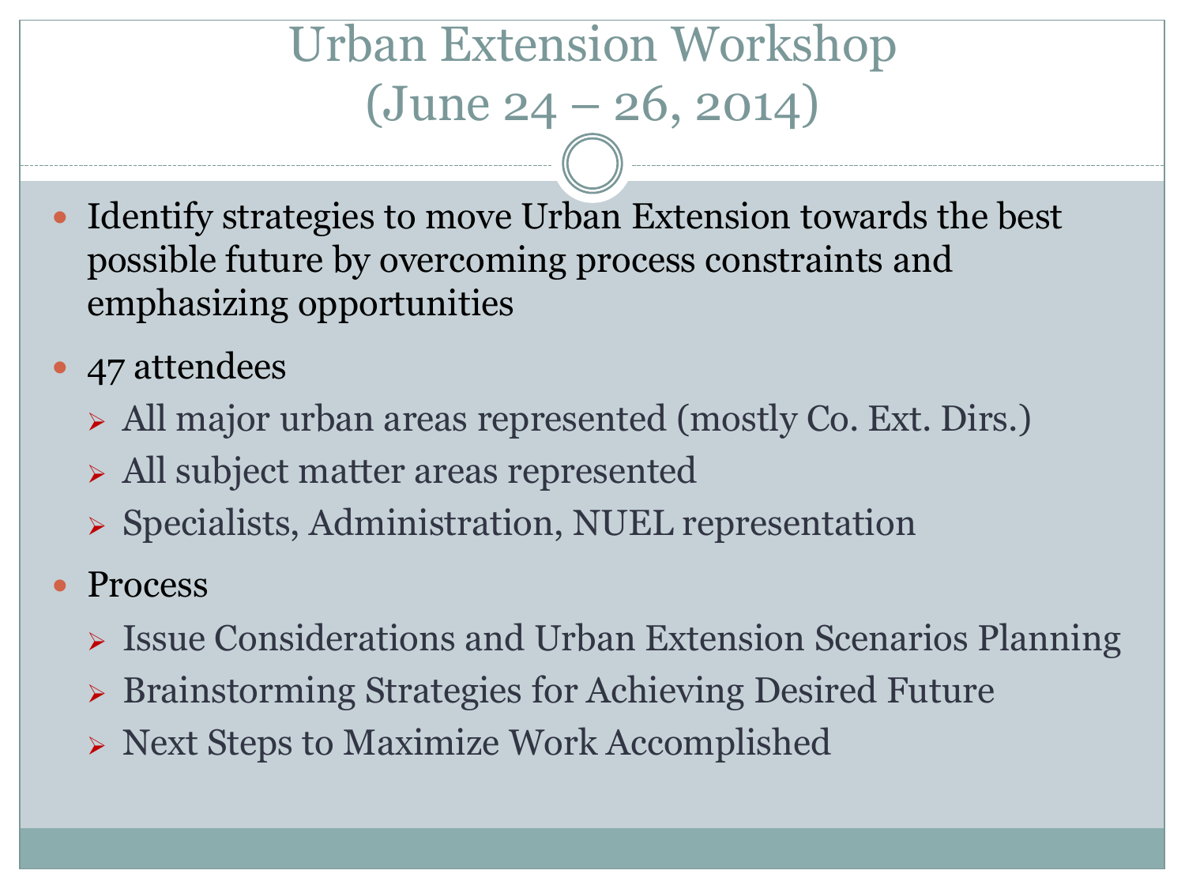# Urban Extension Workshop (June 24 – 26, 2014)

- Identify strategies to move Urban Extension towards the best possible future by overcoming process constraints and emphasizing opportunities
- 47 attendees
  - All major urban areas represented (mostly Co. Ext. Dirs.)
  - All subject matter areas represented
  - Specialists, Administration, NUEL representation
- Process
  - Issue Considerations and Urban Extension Scenarios Planning
  - Brainstorming Strategies for Achieving Desired Future
  - Next Steps to Maximize Work Accomplished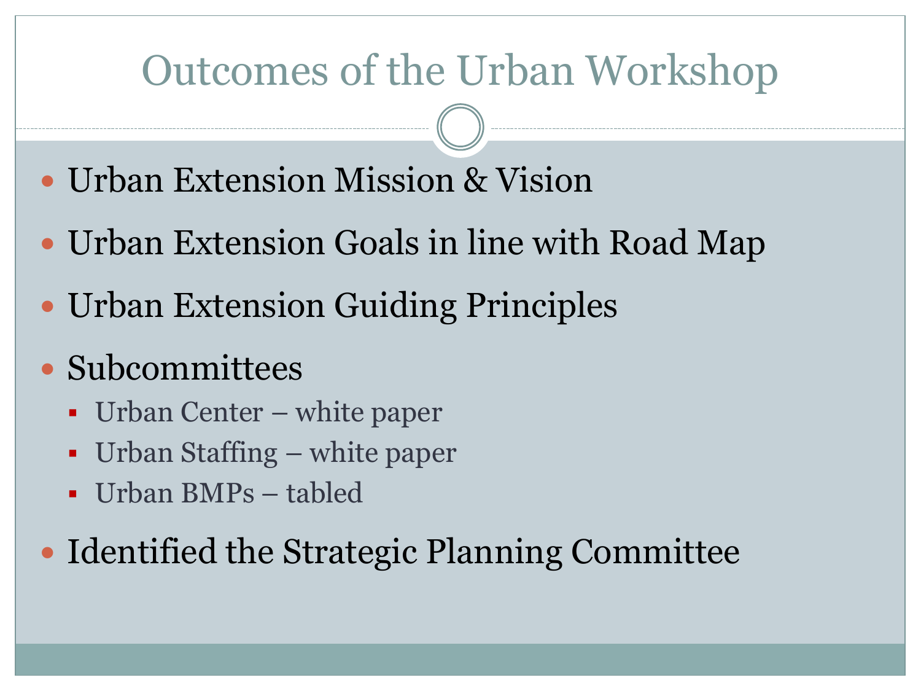# Outcomes of the Urban Workshop

- Urban Extension Mission & Vision
- Urban Extension Goals in line with Road Map
- Urban Extension Guiding Principles
- Subcommittees
  - Urban Center – white paper
  - Urban Staffing – white paper
  - Urban BMPs – tabled
- Identified the Strategic Planning Committee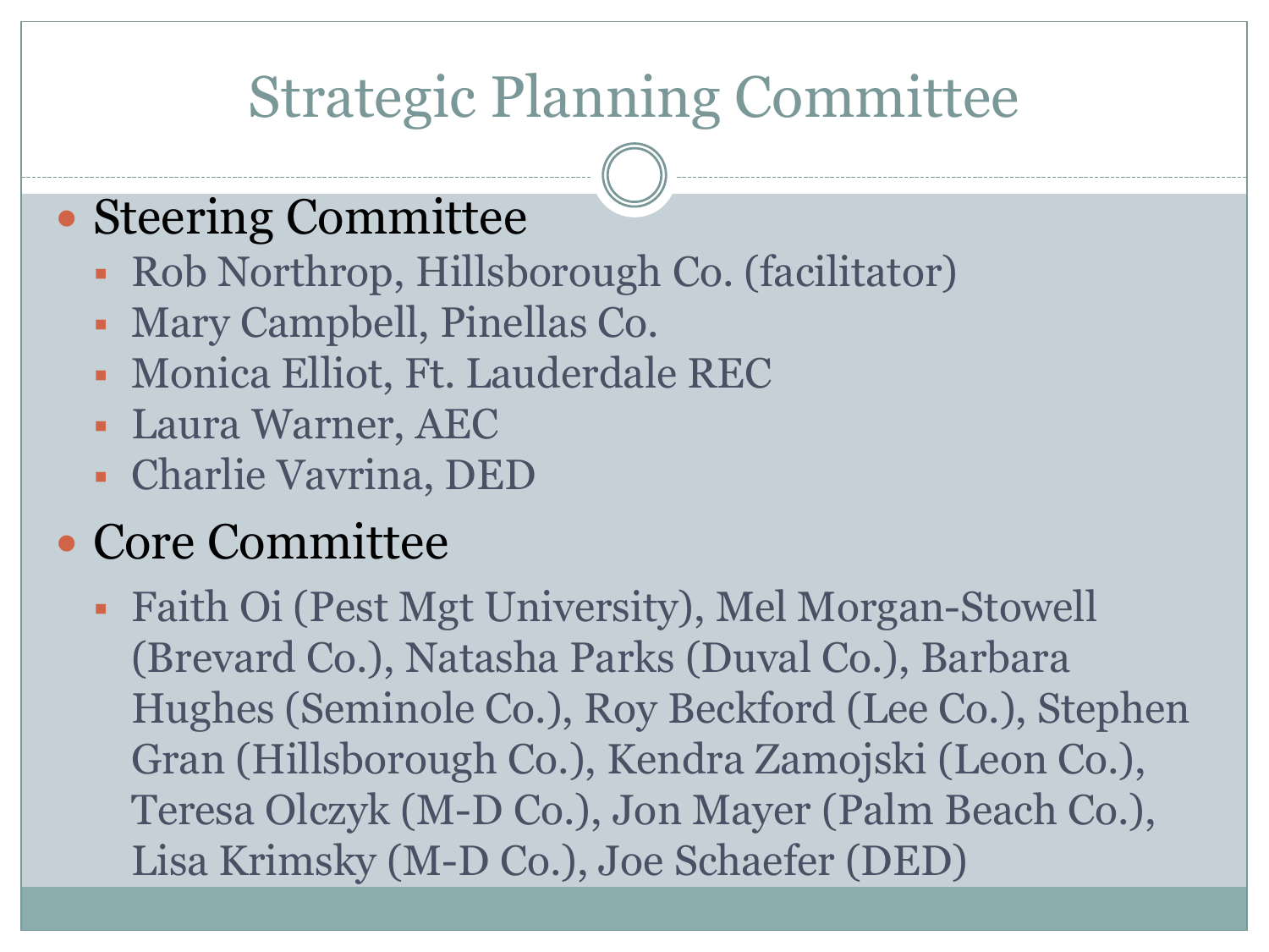# Strategic Planning Committee

- Steering Committee
  - Rob Northrop, Hillsborough Co. (facilitator)
  - Mary Campbell, Pinellas Co.
  - Monica Elliot, Ft. Lauderdale REC
  - Laura Warner, AEC
  - Charlie Vavrina, DED
- Core Committee
  - Faith Oi (Pest Mgt University), Mel Morgan-Stowell (Brevard Co.), Natasha Parks (Duval Co.), Barbara Hughes (Seminole Co.), Roy Beckford (Lee Co.), Stephen Gran (Hillsborough Co.), Kendra Zamojski (Leon Co.), Teresa Olczyk (M-D Co.), Jon Mayer (Palm Beach Co.), Lisa Krimsky (M-D Co.), Joe Schaefer (DED)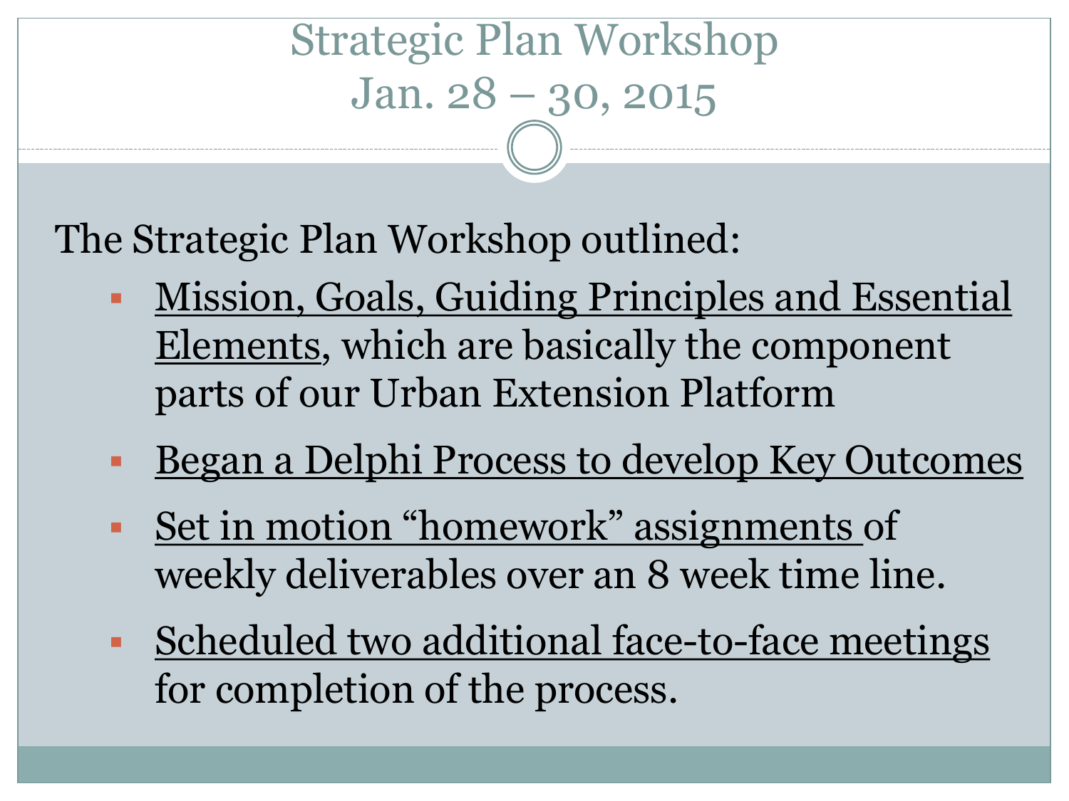# Strategic Plan Workshop
# Jan. 28 – 30, 2015

The Strategic Plan Workshop outlined:

- Mission, Goals, Guiding Principles and Essential Elements, which are basically the component parts of our Urban Extension Platform
- Began a Delphi Process to develop Key Outcomes
- Set in motion "homework" assignments of weekly deliverables over an 8 week time line.
- Scheduled two additional face-to-face meetings for completion of the process.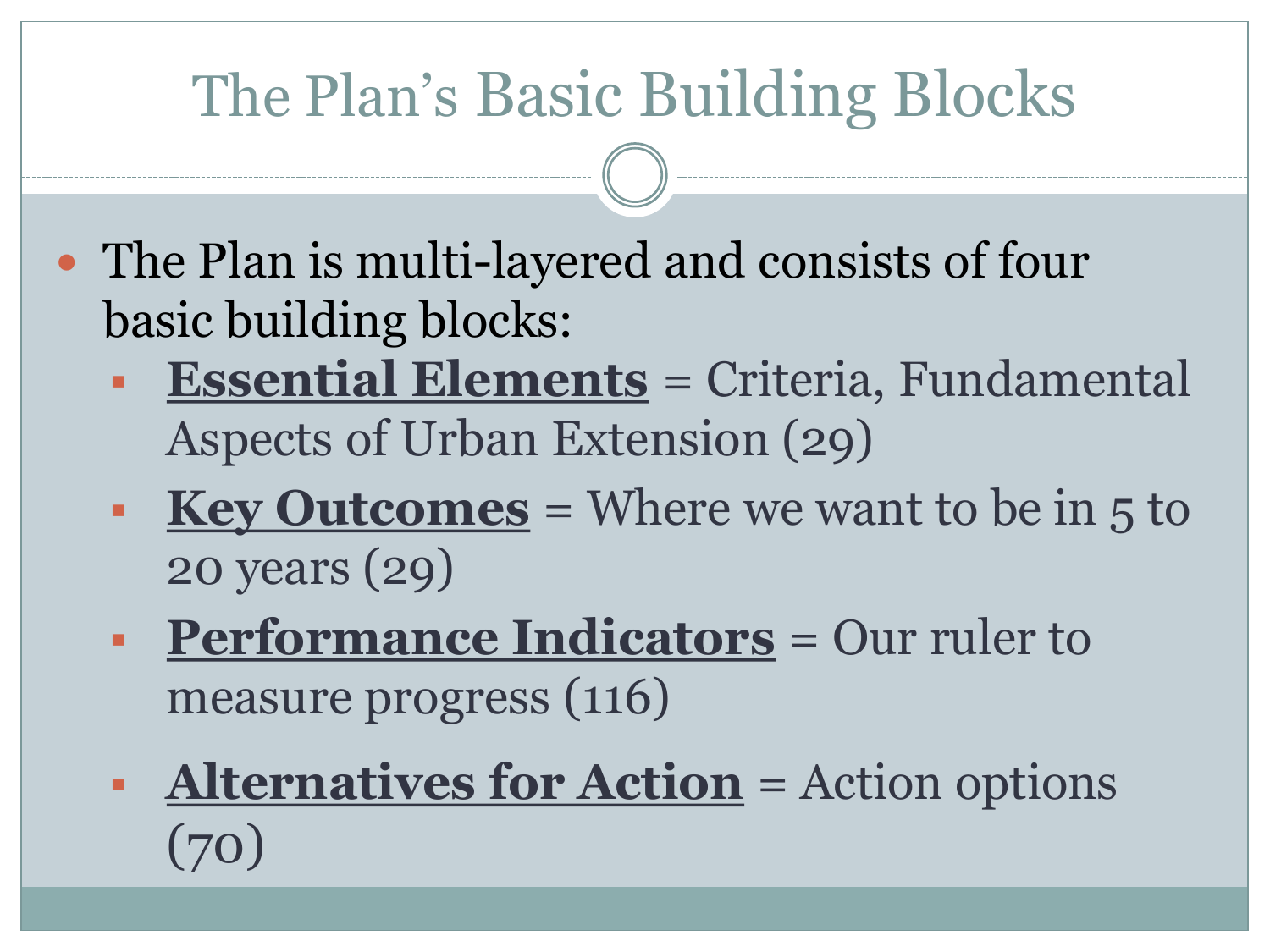# The Plan's Basic Building Blocks

- The Plan is multi-layered and consists of four basic building blocks:
  - **Essential Elements** = Criteria, Fundamental Aspects of Urban Extension (29)
  - **Key Outcomes** = Where we want to be in 5 to 20 years (29)
  - **Performance Indicators** = Our ruler to measure progress (116)
  - **Alternatives for Action** = Action options (70)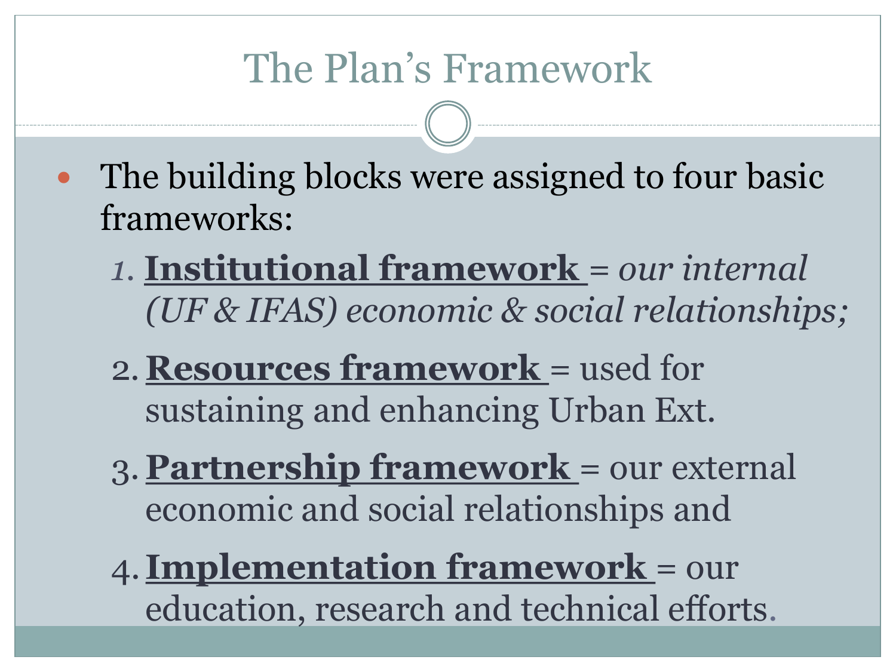# The Plan's Framework

- The building blocks were assigned to four basic frameworks:
  1. **Institutional framework** = *our internal (UF & IFAS) economic & social relationships;*
  2. **Resources framework** = used for sustaining and enhancing Urban Ext.
  3. **Partnership framework** = our external economic and social relationships and
  4. **Implementation framework** = our education, research and technical efforts.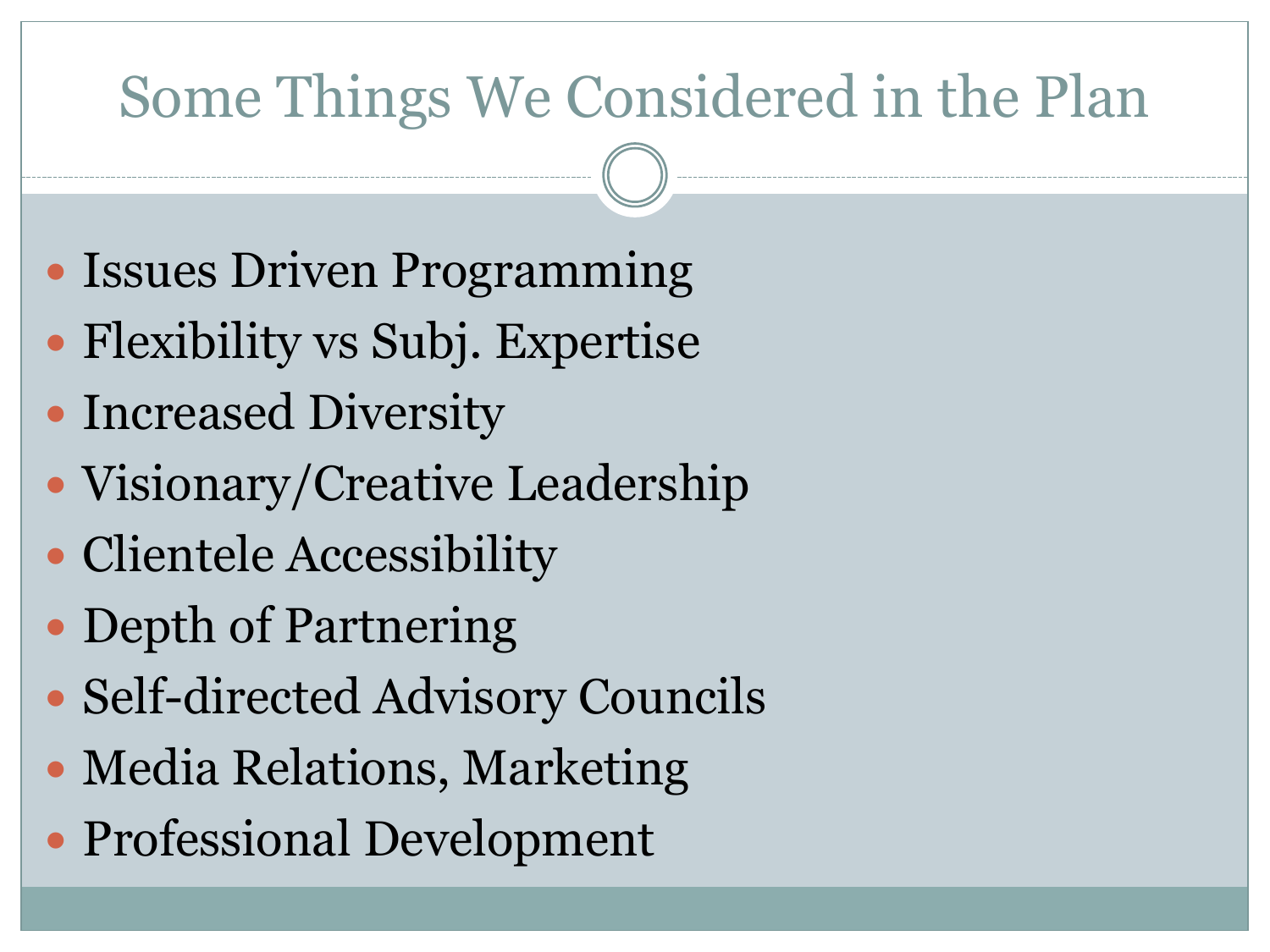# Some Things We Considered in the Plan

- Issues Driven Programming
- Flexibility vs Subj. Expertise
- Increased Diversity
- Visionary/Creative Leadership
- Clientele Accessibility
- Depth of Partnering
- Self-directed Advisory Councils
- Media Relations, Marketing
- Professional Development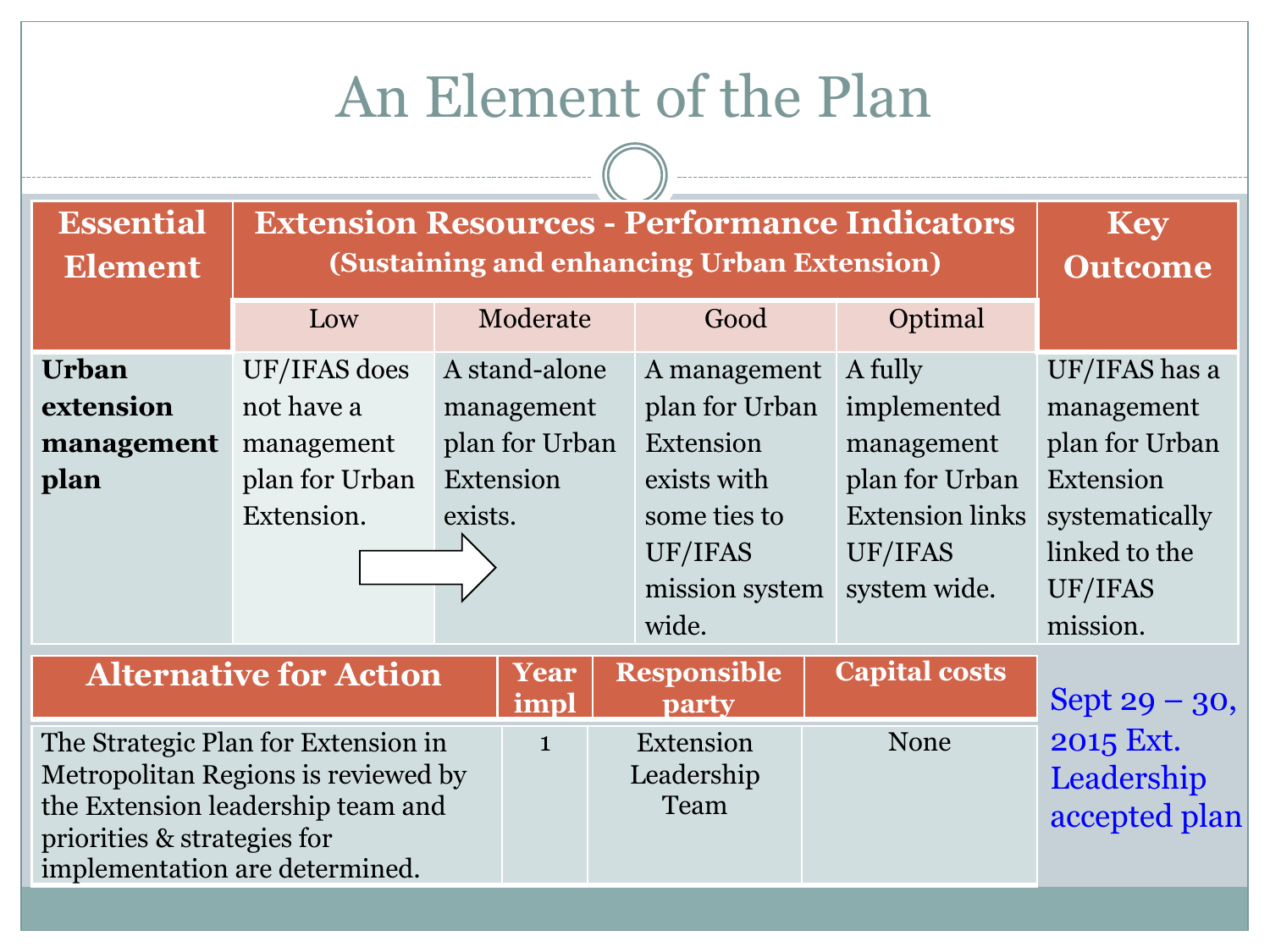# An Element of the Plan

| Essential Element | Extension Resources - Performance Indicators (Sustaining and enhancing Urban Extension) | | | | Key Outcome |
|---|---|---|---|---|---|
| | Low | Moderate | Good | Optimal | |
| **Urban extension management plan** | UF/IFAS does not have a management plan for Urban Extension. | A stand-alone management plan for Urban Extension exists. | A management plan for Urban Extension exists with some ties to UF/IFAS mission system wide. | A fully implemented management plan for Urban Extension links UF/IFAS system wide. | UF/IFAS has a management plan for Urban Extension systematically linked to the UF/IFAS mission. |

| Alternative for Action | Year impl | Responsible party | Capital costs |
|---|---|---|---|
| The Strategic Plan for Extension in Metropolitan Regions is reviewed by the Extension leadership team and priorities & strategies for implementation are determined. | 1 | Extension Leadership Team | None |

Sept 29 – 30, 2015 Ext. Leadership accepted plan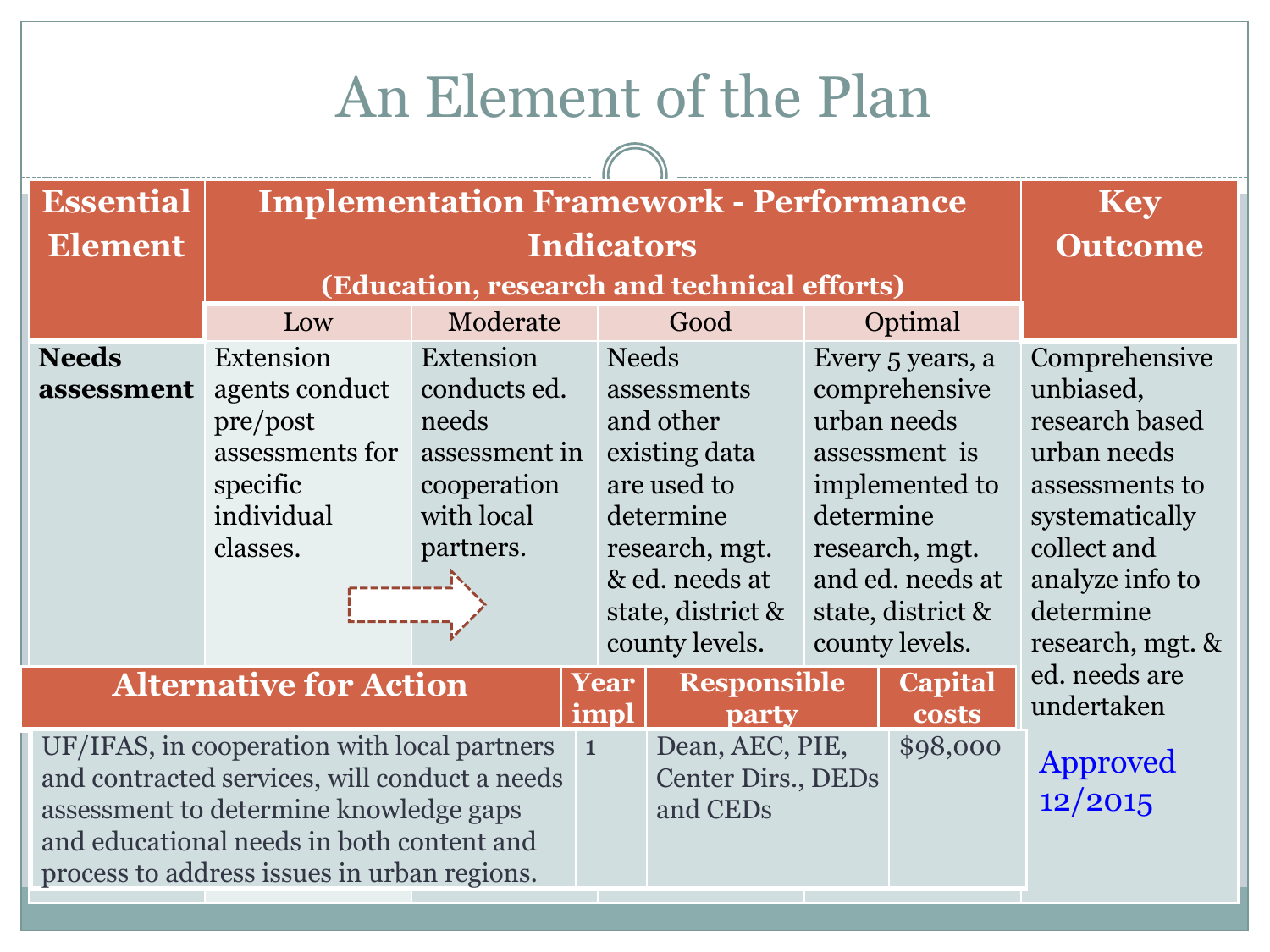# An Element of the Plan

| Essential Element | Implementation Framework - Performance Indicators (Education, research and technical efforts) | | | | Key Outcome |
|---|---|---|---|---|---|
| | Low | Moderate | Good | Optimal | |
| **Needs assessment** | Extension agents conduct pre/post assessments for specific individual classes. | Extension conducts ed. needs assessment in cooperation with local partners. | Needs assessments and other existing data are used to determine research, mgt. & ed. needs at state, district & county levels. | Every 5 years, a comprehensive urban needs assessment is implemented to determine research, mgt. and ed. needs at state, district & county levels. | Comprehensive unbiased, research based urban needs assessments to systematically collect and analyze info to determine research, mgt. & ed. needs are undertaken |

| Alternative for Action | Year impl | Responsible party | Capital costs |
|---|---|---|---|
| UF/IFAS, in cooperation with local partners and contracted services, will conduct a needs assessment to determine knowledge gaps and educational needs in both content and process to address issues in urban regions. | 1 | Dean, AEC, PIE, Center Dirs., DEDs and CEDs | $98,000 |

Approved 12/2015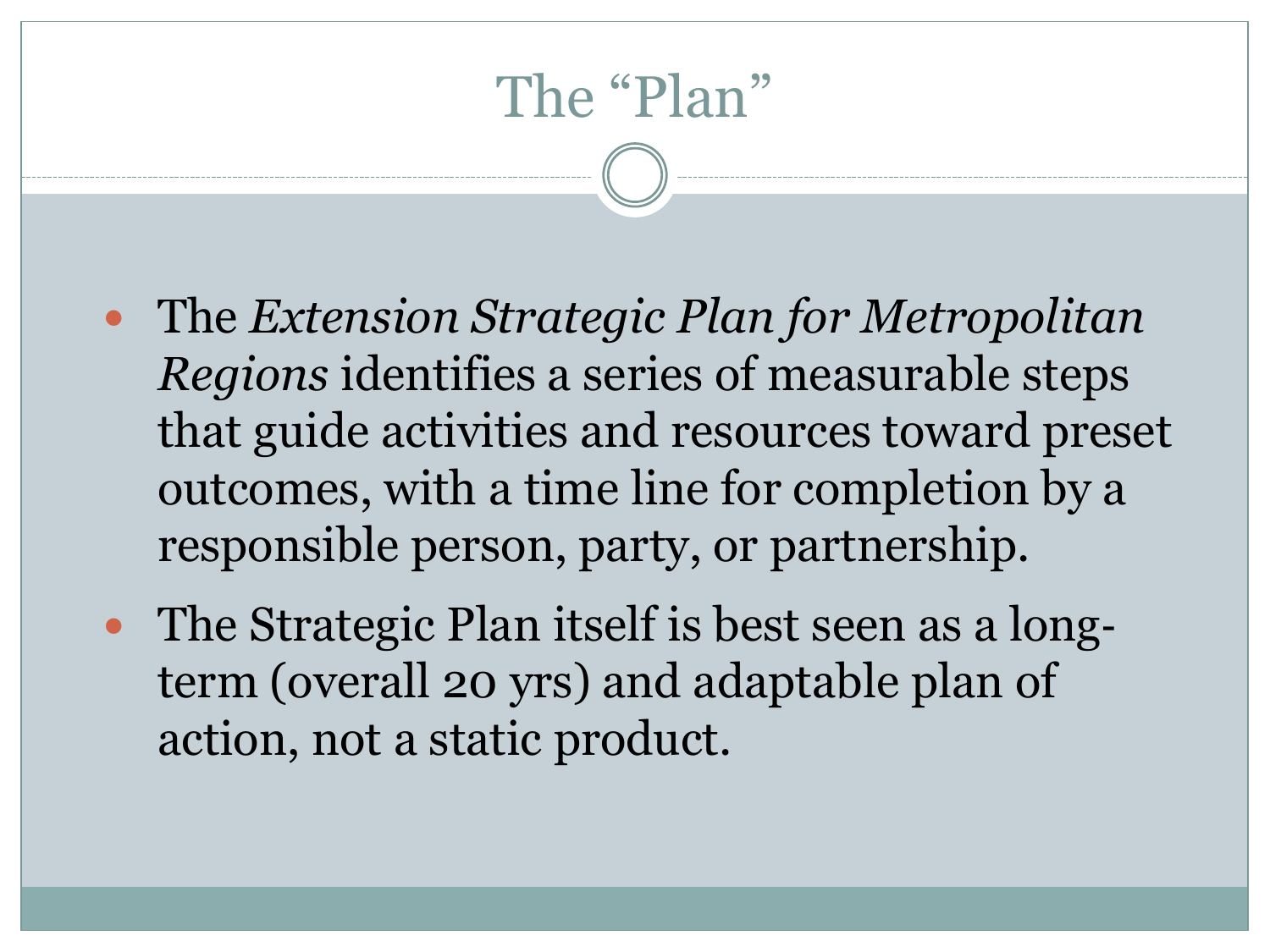# The "Plan"

- The *Extension Strategic Plan for Metropolitan Regions* identifies a series of measurable steps that guide activities and resources toward preset outcomes, with a time line for completion by a responsible person, party, or partnership.
- The Strategic Plan itself is best seen as a long-term (overall 20 yrs) and adaptable plan of action, not a static product.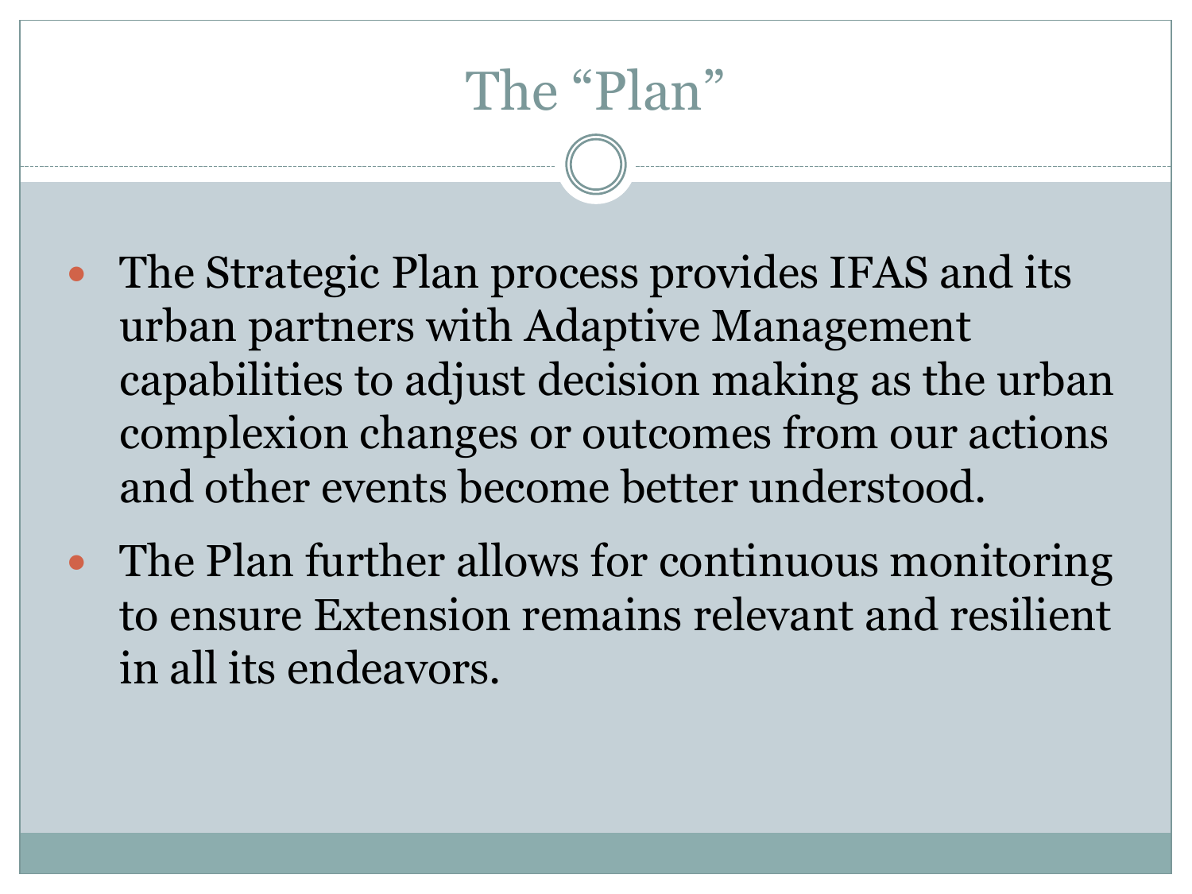# The "Plan"

- The Strategic Plan process provides IFAS and its urban partners with Adaptive Management capabilities to adjust decision making as the urban complexion changes or outcomes from our actions and other events become better understood.
- The Plan further allows for continuous monitoring to ensure Extension remains relevant and resilient in all its endeavors.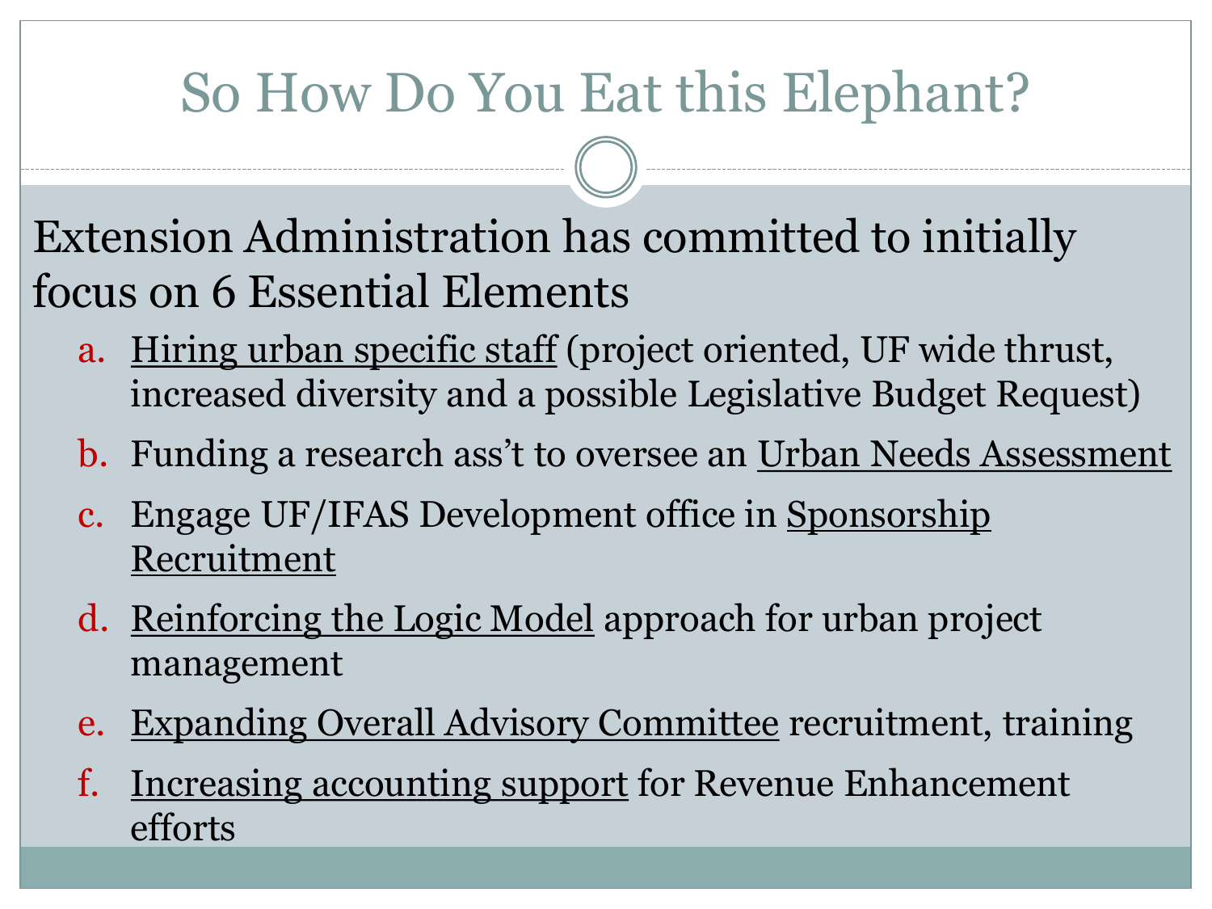# So How Do You Eat this Elephant?

Extension Administration has committed to initially focus on 6 Essential Elements

a. Hiring urban specific staff (project oriented, UF wide thrust, increased diversity and a possible Legislative Budget Request)
b. Funding a research ass't to oversee an Urban Needs Assessment
c. Engage UF/IFAS Development office in Sponsorship Recruitment
d. Reinforcing the Logic Model approach for urban project management
e. Expanding Overall Advisory Committee recruitment, training
f. Increasing accounting support for Revenue Enhancement efforts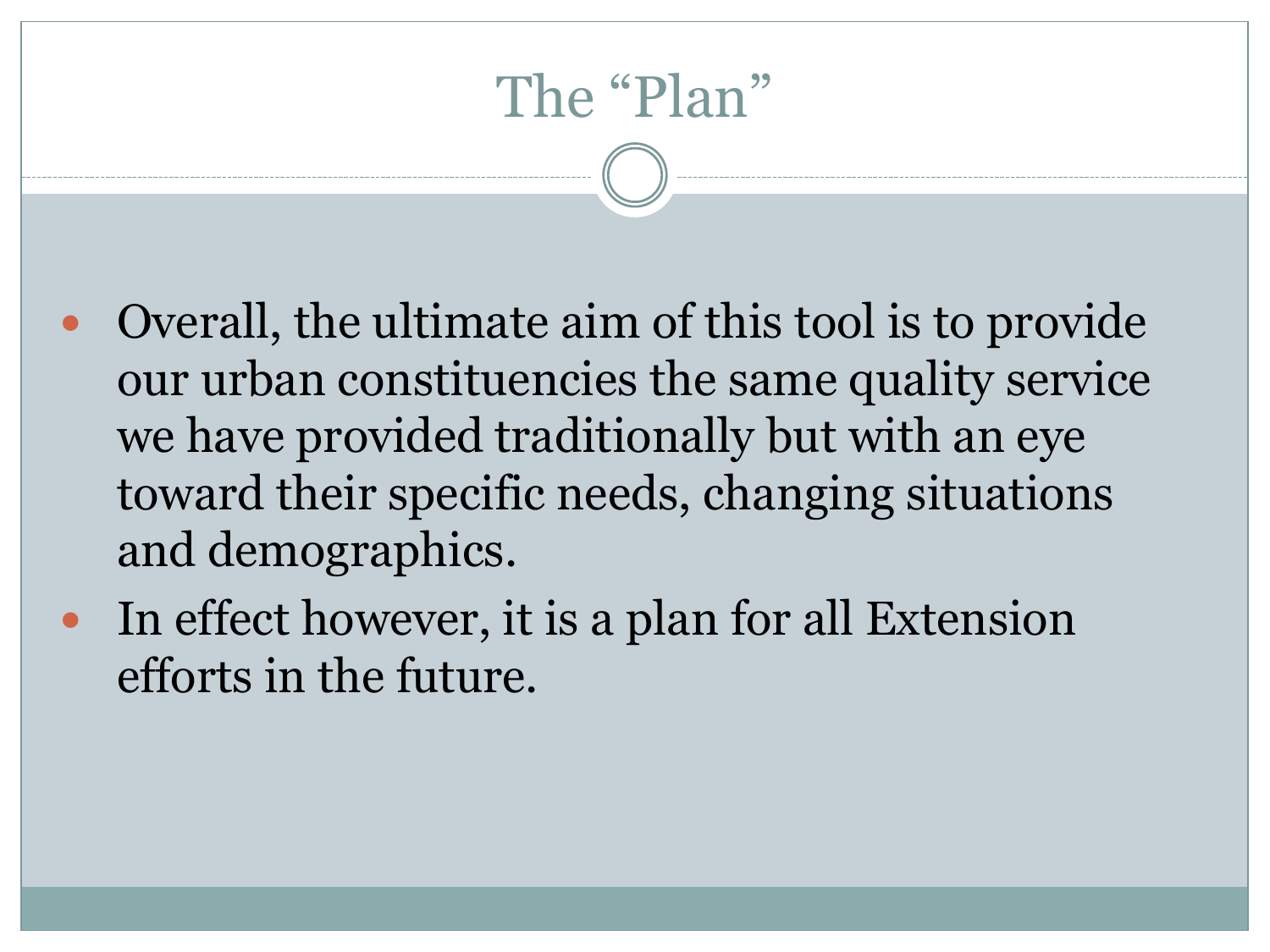# The "Plan"

- Overall, the ultimate aim of this tool is to provide our urban constituencies the same quality service we have provided traditionally but with an eye toward their specific needs, changing situations and demographics.
- In effect however, it is a plan for all Extension efforts in the future.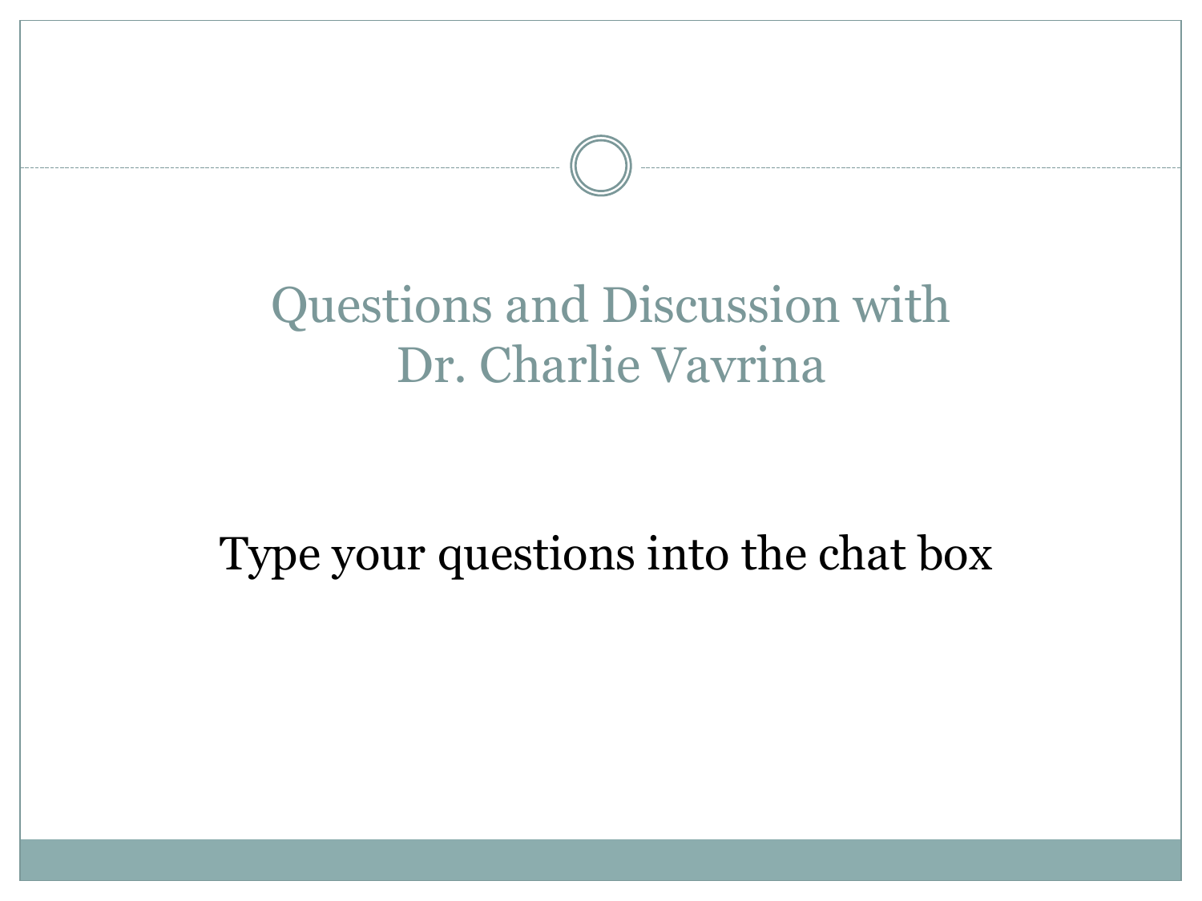# Questions and Discussion with Dr. Charlie Vavrina

Type your questions into the chat box